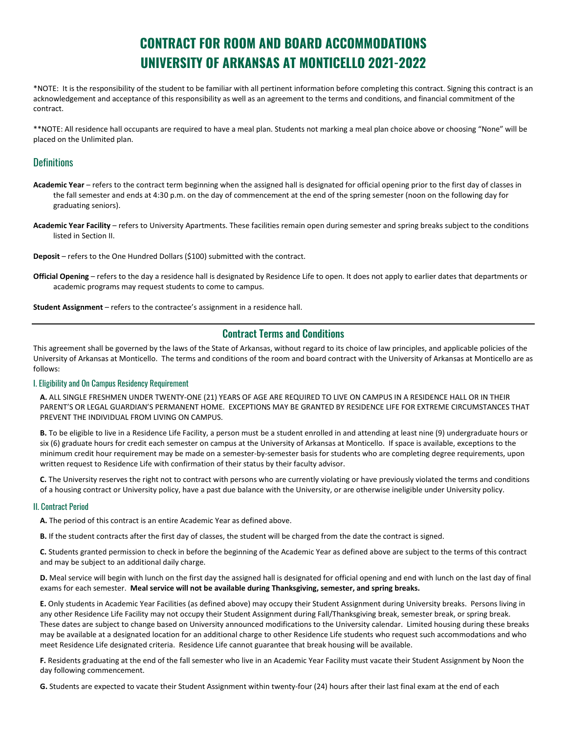# CONTRACT FOR ROOM AND BOARD ACCOMMODATIONS
# UNIVERSITY OF ARKANSAS AT MONTICELLO 2021-2022

*NOTE: It is the responsibility of the student to be familiar with all pertinent information before completing this contract. Signing this contract is an acknowledgement and acceptance of this responsibility as well as an agreement to the terms and conditions, and financial commitment of the contract.

**NOTE: All residence hall occupants are required to have a meal plan. Students not marking a meal plan choice above or choosing "None" will be placed on the Unlimited plan.

## Definitions

**Academic Year** – refers to the contract term beginning when the assigned hall is designated for official opening prior to the first day of classes in the fall semester and ends at 4:30 p.m. on the day of commencement at the end of the spring semester (noon on the following day for graduating seniors).

**Academic Year Facility** – refers to University Apartments. These facilities remain open during semester and spring breaks subject to the conditions listed in Section II.

**Deposit** – refers to the One Hundred Dollars ($100) submitted with the contract.

**Official Opening** – refers to the day a residence hall is designated by Residence Life to open. It does not apply to earlier dates that departments or academic programs may request students to come to campus.

**Student Assignment** – refers to the contractee's assignment in a residence hall.

---

## Contract Terms and Conditions

This agreement shall be governed by the laws of the State of Arkansas, without regard to its choice of law principles, and applicable policies of the University of Arkansas at Monticello. The terms and conditions of the room and board contract with the University of Arkansas at Monticello are as follows:

### I. Eligibility and On Campus Residency Requirement

**A.** ALL SINGLE FRESHMEN UNDER TWENTY-ONE (21) YEARS OF AGE ARE REQUIRED TO LIVE ON CAMPUS IN A RESIDENCE HALL OR IN THEIR PARENT'S OR LEGAL GUARDIAN'S PERMANENT HOME. EXCEPTIONS MAY BE GRANTED BY RESIDENCE LIFE FOR EXTREME CIRCUMSTANCES THAT PREVENT THE INDIVIDUAL FROM LIVING ON CAMPUS.

**B.** To be eligible to live in a Residence Life Facility, a person must be a student enrolled in and attending at least nine (9) undergraduate hours or six (6) graduate hours for credit each semester on campus at the University of Arkansas at Monticello. If space is available, exceptions to the minimum credit hour requirement may be made on a semester-by-semester basis for students who are completing degree requirements, upon written request to Residence Life with confirmation of their status by their faculty advisor.

**C.** The University reserves the right not to contract with persons who are currently violating or have previously violated the terms and conditions of a housing contract or University policy, have a past due balance with the University, or are otherwise ineligible under University policy.

### II. Contract Period

**A.** The period of this contract is an entire Academic Year as defined above.

**B.** If the student contracts after the first day of classes, the student will be charged from the date the contract is signed.

**C.** Students granted permission to check in before the beginning of the Academic Year as defined above are subject to the terms of this contract and may be subject to an additional daily charge.

**D.** Meal service will begin with lunch on the first day the assigned hall is designated for official opening and end with lunch on the last day of final exams for each semester. **Meal service will not be available during Thanksgiving, semester, and spring breaks.**

**E.** Only students in Academic Year Facilities (as defined above) may occupy their Student Assignment during University breaks. Persons living in any other Residence Life Facility may not occupy their Student Assignment during Fall/Thanksgiving break, semester break, or spring break. These dates are subject to change based on University announced modifications to the University calendar. Limited housing during these breaks may be available at a designated location for an additional charge to other Residence Life students who request such accommodations and who meet Residence Life designated criteria. Residence Life cannot guarantee that break housing will be available.

**F.** Residents graduating at the end of the fall semester who live in an Academic Year Facility must vacate their Student Assignment by Noon the day following commencement.

**G.** Students are expected to vacate their Student Assignment within twenty-four (24) hours after their last final exam at the end of each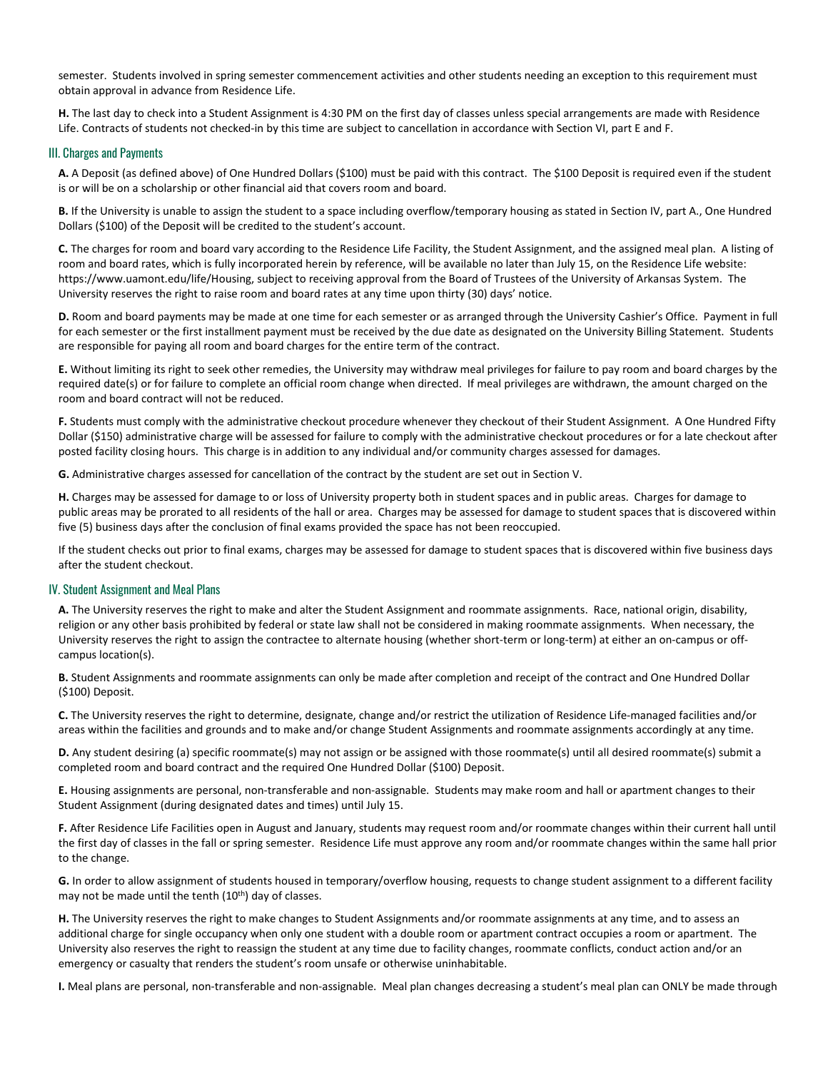semester. Students involved in spring semester commencement activities and other students needing an exception to this requirement must obtain approval in advance from Residence Life.

**H.** The last day to check into a Student Assignment is 4:30 PM on the first day of classes unless special arrangements are made with Residence Life. Contracts of students not checked-in by this time are subject to cancellation in accordance with Section VI, part E and F.

## III. Charges and Payments

**A.** A Deposit (as defined above) of One Hundred Dollars ($100) must be paid with this contract. The $100 Deposit is required even if the student is or will be on a scholarship or other financial aid that covers room and board.

**B.** If the University is unable to assign the student to a space including overflow/temporary housing as stated in Section IV, part A., One Hundred Dollars ($100) of the Deposit will be credited to the student's account.

**C.** The charges for room and board vary according to the Residence Life Facility, the Student Assignment, and the assigned meal plan. A listing of room and board rates, which is fully incorporated herein by reference, will be available no later than July 15, on the Residence Life website: https://www.uamont.edu/life/Housing, subject to receiving approval from the Board of Trustees of the University of Arkansas System. The University reserves the right to raise room and board rates at any time upon thirty (30) days' notice.

**D.** Room and board payments may be made at one time for each semester or as arranged through the University Cashier's Office. Payment in full for each semester or the first installment payment must be received by the due date as designated on the University Billing Statement. Students are responsible for paying all room and board charges for the entire term of the contract.

**E.** Without limiting its right to seek other remedies, the University may withdraw meal privileges for failure to pay room and board charges by the required date(s) or for failure to complete an official room change when directed. If meal privileges are withdrawn, the amount charged on the room and board contract will not be reduced.

**F.** Students must comply with the administrative checkout procedure whenever they checkout of their Student Assignment. A One Hundred Fifty Dollar ($150) administrative charge will be assessed for failure to comply with the administrative checkout procedures or for a late checkout after posted facility closing hours. This charge is in addition to any individual and/or community charges assessed for damages.

**G.** Administrative charges assessed for cancellation of the contract by the student are set out in Section V.

**H.** Charges may be assessed for damage to or loss of University property both in student spaces and in public areas. Charges for damage to public areas may be prorated to all residents of the hall or area. Charges may be assessed for damage to student spaces that is discovered within five (5) business days after the conclusion of final exams provided the space has not been reoccupied.

If the student checks out prior to final exams, charges may be assessed for damage to student spaces that is discovered within five business days after the student checkout.

## IV. Student Assignment and Meal Plans

**A.** The University reserves the right to make and alter the Student Assignment and roommate assignments. Race, national origin, disability, religion or any other basis prohibited by federal or state law shall not be considered in making roommate assignments. When necessary, the University reserves the right to assign the contractee to alternate housing (whether short-term or long-term) at either an on-campus or off-campus location(s).

**B.** Student Assignments and roommate assignments can only be made after completion and receipt of the contract and One Hundred Dollar ($100) Deposit.

**C.** The University reserves the right to determine, designate, change and/or restrict the utilization of Residence Life-managed facilities and/or areas within the facilities and grounds and to make and/or change Student Assignments and roommate assignments accordingly at any time.

**D.** Any student desiring (a) specific roommate(s) may not assign or be assigned with those roommate(s) until all desired roommate(s) submit a completed room and board contract and the required One Hundred Dollar ($100) Deposit.

**E.** Housing assignments are personal, non-transferable and non-assignable. Students may make room and hall or apartment changes to their Student Assignment (during designated dates and times) until July 15.

**F.** After Residence Life Facilities open in August and January, students may request room and/or roommate changes within their current hall until the first day of classes in the fall or spring semester. Residence Life must approve any room and/or roommate changes within the same hall prior to the change.

**G.** In order to allow assignment of students housed in temporary/overflow housing, requests to change student assignment to a different facility may not be made until the tenth (10th) day of classes.

**H.** The University reserves the right to make changes to Student Assignments and/or roommate assignments at any time, and to assess an additional charge for single occupancy when only one student with a double room or apartment contract occupies a room or apartment. The University also reserves the right to reassign the student at any time due to facility changes, roommate conflicts, conduct action and/or an emergency or casualty that renders the student's room unsafe or otherwise uninhabitable.

**I.** Meal plans are personal, non-transferable and non-assignable. Meal plan changes decreasing a student's meal plan can ONLY be made through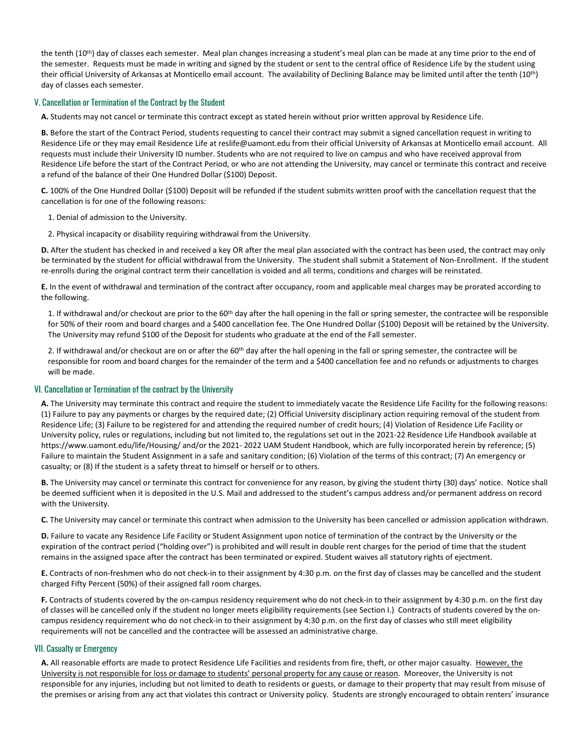the tenth (10th) day of classes each semester. Meal plan changes increasing a student's meal plan can be made at any time prior to the end of the semester. Requests must be made in writing and signed by the student or sent to the central office of Residence Life by the student using their official University of Arkansas at Monticello email account. The availability of Declining Balance may be limited until after the tenth (10th) day of classes each semester.

## V. Cancellation or Termination of the Contract by the Student

**A.** Students may not cancel or terminate this contract except as stated herein without prior written approval by Residence Life.

**B.** Before the start of the Contract Period, students requesting to cancel their contract may submit a signed cancellation request in writing to Residence Life or they may email Residence Life at reslife@uamont.edu from their official University of Arkansas at Monticello email account. All requests must include their University ID number. Students who are not required to live on campus and who have received approval from Residence Life before the start of the Contract Period, or who are not attending the University, may cancel or terminate this contract and receive a refund of the balance of their One Hundred Dollar ($100) Deposit.

**C.** 100% of the One Hundred Dollar ($100) Deposit will be refunded if the student submits written proof with the cancellation request that the cancellation is for one of the following reasons:

1. Denial of admission to the University.
2. Physical incapacity or disability requiring withdrawal from the University.

**D.** After the student has checked in and received a key OR after the meal plan associated with the contract has been used, the contract may only be terminated by the student for official withdrawal from the University. The student shall submit a Statement of Non-Enrollment. If the student re-enrolls during the original contract term their cancellation is voided and all terms, conditions and charges will be reinstated.

**E.** In the event of withdrawal and termination of the contract after occupancy, room and applicable meal charges may be prorated according to the following.

1. If withdrawal and/or checkout are prior to the 60th day after the hall opening in the fall or spring semester, the contractee will be responsible for 50% of their room and board charges and a $400 cancellation fee. The One Hundred Dollar ($100) Deposit will be retained by the University. The University may refund $100 of the Deposit for students who graduate at the end of the Fall semester.
2. If withdrawal and/or checkout are on or after the 60th day after the hall opening in the fall or spring semester, the contractee will be responsible for room and board charges for the remainder of the term and a $400 cancellation fee and no refunds or adjustments to charges will be made.

## VI. Cancellation or Termination of the contract by the University

**A.** The University may terminate this contract and require the student to immediately vacate the Residence Life Facility for the following reasons: (1) Failure to pay any payments or charges by the required date; (2) Official University disciplinary action requiring removal of the student from Residence Life; (3) Failure to be registered for and attending the required number of credit hours; (4) Violation of Residence Life Facility or University policy, rules or regulations, including but not limited to, the regulations set out in the 2021-22 Residence Life Handbook available at https://www.uamont.edu/life/Housing/ and/or the 2021- 2022 UAM Student Handbook, which are fully incorporated herein by reference; (5) Failure to maintain the Student Assignment in a safe and sanitary condition; (6) Violation of the terms of this contract; (7) An emergency or casualty; or (8) If the student is a safety threat to himself or herself or to others.

**B.** The University may cancel or terminate this contract for convenience for any reason, by giving the student thirty (30) days' notice. Notice shall be deemed sufficient when it is deposited in the U.S. Mail and addressed to the student's campus address and/or permanent address on record with the University.

**C.** The University may cancel or terminate this contract when admission to the University has been cancelled or admission application withdrawn.

**D.** Failure to vacate any Residence Life Facility or Student Assignment upon notice of termination of the contract by the University or the expiration of the contract period ("holding over") is prohibited and will result in double rent charges for the period of time that the student remains in the assigned space after the contract has been terminated or expired. Student waives all statutory rights of ejectment.

**E.** Contracts of non-freshmen who do not check-in to their assignment by 4:30 p.m. on the first day of classes may be cancelled and the student charged Fifty Percent (50%) of their assigned fall room charges.

**F.** Contracts of students covered by the on-campus residency requirement who do not check-in to their assignment by 4:30 p.m. on the first day of classes will be cancelled only if the student no longer meets eligibility requirements (see Section I.) Contracts of students covered by the on-campus residency requirement who do not check-in to their assignment by 4:30 p.m. on the first day of classes who still meet eligibility requirements will not be cancelled and the contractee will be assessed an administrative charge.

## VII. Casualty or Emergency

**A.** All reasonable efforts are made to protect Residence Life Facilities and residents from fire, theft, or other major casualty. <u>However, the University is not responsible for loss or damage to students' personal property for any cause or reason</u>. Moreover, the University is not responsible for any injuries, including but not limited to death to residents or guests, or damage to their property that may result from misuse of the premises or arising from any act that violates this contract or University policy. Students are strongly encouraged to obtain renters' insurance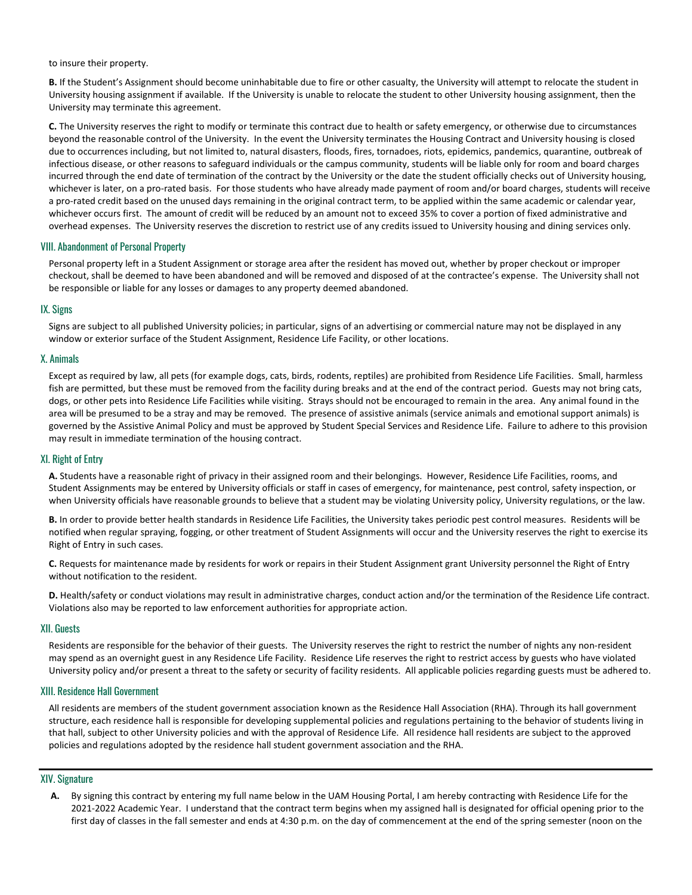to insure their property.

**B.** If the Student's Assignment should become uninhabitable due to fire or other casualty, the University will attempt to relocate the student in University housing assignment if available. If the University is unable to relocate the student to other University housing assignment, then the University may terminate this agreement.

**C.** The University reserves the right to modify or terminate this contract due to health or safety emergency, or otherwise due to circumstances beyond the reasonable control of the University. In the event the University terminates the Housing Contract and University housing is closed due to occurrences including, but not limited to, natural disasters, floods, fires, tornadoes, riots, epidemics, pandemics, quarantine, outbreak of infectious disease, or other reasons to safeguard individuals or the campus community, students will be liable only for room and board charges incurred through the end date of termination of the contract by the University or the date the student officially checks out of University housing, whichever is later, on a pro-rated basis. For those students who have already made payment of room and/or board charges, students will receive a pro-rated credit based on the unused days remaining in the original contract term, to be applied within the same academic or calendar year, whichever occurs first. The amount of credit will be reduced by an amount not to exceed 35% to cover a portion of fixed administrative and overhead expenses. The University reserves the discretion to restrict use of any credits issued to University housing and dining services only.

## VIII. Abandonment of Personal Property

Personal property left in a Student Assignment or storage area after the resident has moved out, whether by proper checkout or improper checkout, shall be deemed to have been abandoned and will be removed and disposed of at the contractee's expense. The University shall not be responsible or liable for any losses or damages to any property deemed abandoned.

## IX. Signs

Signs are subject to all published University policies; in particular, signs of an advertising or commercial nature may not be displayed in any window or exterior surface of the Student Assignment, Residence Life Facility, or other locations.

## X. Animals

Except as required by law, all pets (for example dogs, cats, birds, rodents, reptiles) are prohibited from Residence Life Facilities. Small, harmless fish are permitted, but these must be removed from the facility during breaks and at the end of the contract period. Guests may not bring cats, dogs, or other pets into Residence Life Facilities while visiting. Strays should not be encouraged to remain in the area. Any animal found in the area will be presumed to be a stray and may be removed. The presence of assistive animals (service animals and emotional support animals) is governed by the Assistive Animal Policy and must be approved by Student Special Services and Residence Life. Failure to adhere to this provision may result in immediate termination of the housing contract.

## XI. Right of Entry

**A.** Students have a reasonable right of privacy in their assigned room and their belongings. However, Residence Life Facilities, rooms, and Student Assignments may be entered by University officials or staff in cases of emergency, for maintenance, pest control, safety inspection, or when University officials have reasonable grounds to believe that a student may be violating University policy, University regulations, or the law.

**B.** In order to provide better health standards in Residence Life Facilities, the University takes periodic pest control measures. Residents will be notified when regular spraying, fogging, or other treatment of Student Assignments will occur and the University reserves the right to exercise its Right of Entry in such cases.

**C.** Requests for maintenance made by residents for work or repairs in their Student Assignment grant University personnel the Right of Entry without notification to the resident.

**D.** Health/safety or conduct violations may result in administrative charges, conduct action and/or the termination of the Residence Life contract. Violations also may be reported to law enforcement authorities for appropriate action.

## XII. Guests

Residents are responsible for the behavior of their guests. The University reserves the right to restrict the number of nights any non-resident may spend as an overnight guest in any Residence Life Facility. Residence Life reserves the right to restrict access by guests who have violated University policy and/or present a threat to the safety or security of facility residents. All applicable policies regarding guests must be adhered to.

## XIII. Residence Hall Government

All residents are members of the student government association known as the Residence Hall Association (RHA). Through its hall government structure, each residence hall is responsible for developing supplemental policies and regulations pertaining to the behavior of students living in that hall, subject to other University policies and with the approval of Residence Life. All residence hall residents are subject to the approved policies and regulations adopted by the residence hall student government association and the RHA.

---

## XIV. Signature

**A.** By signing this contract by entering my full name below in the UAM Housing Portal, I am hereby contracting with Residence Life for the 2021-2022 Academic Year. I understand that the contract term begins when my assigned hall is designated for official opening prior to the first day of classes in the fall semester and ends at 4:30 p.m. on the day of commencement at the end of the spring semester (noon on the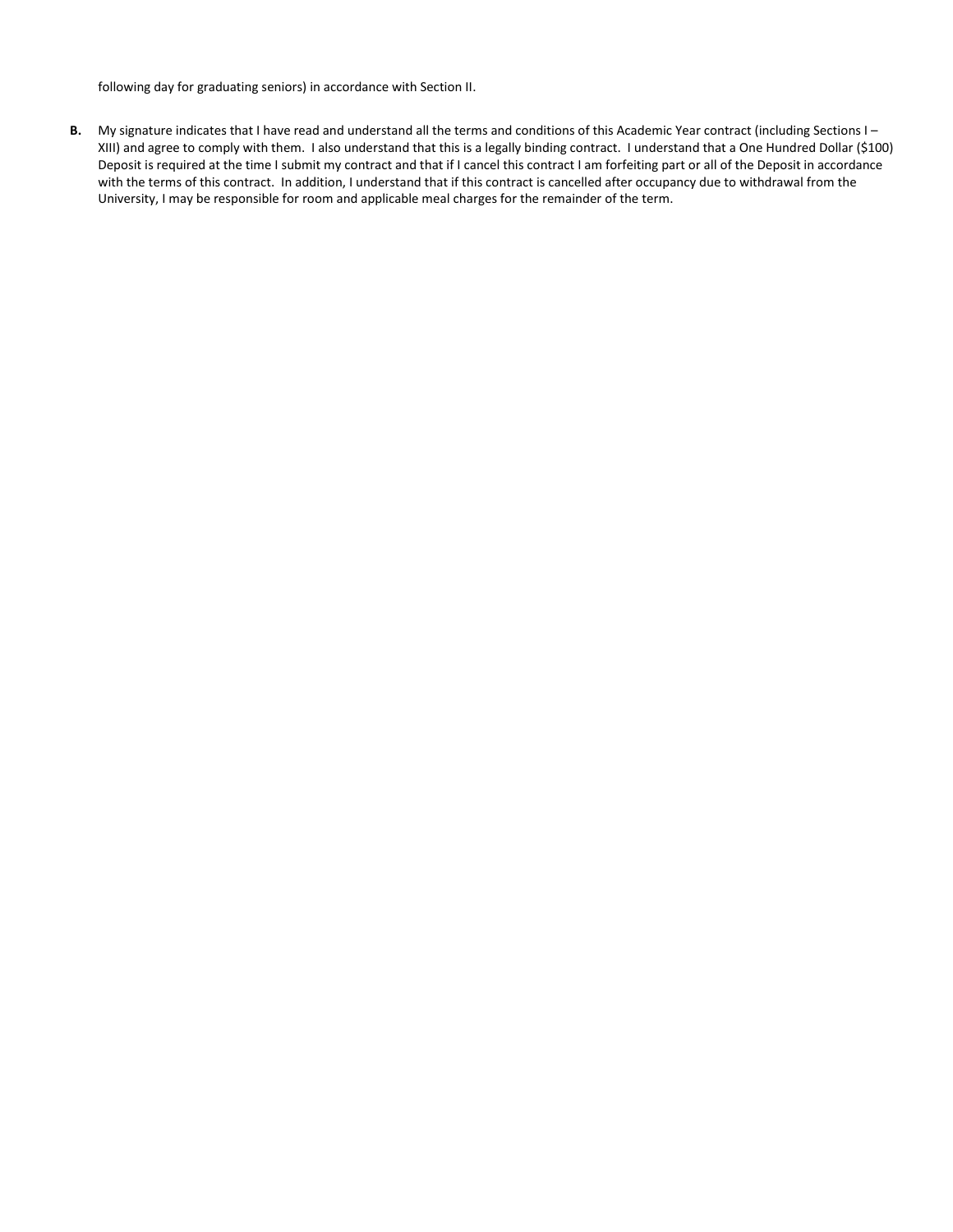following day for graduating seniors) in accordance with Section II.

**B.** My signature indicates that I have read and understand all the terms and conditions of this Academic Year contract (including Sections I – XIII) and agree to comply with them. I also understand that this is a legally binding contract. I understand that a One Hundred Dollar ($100) Deposit is required at the time I submit my contract and that if I cancel this contract I am forfeiting part or all of the Deposit in accordance with the terms of this contract. In addition, I understand that if this contract is cancelled after occupancy due to withdrawal from the University, I may be responsible for room and applicable meal charges for the remainder of the term.